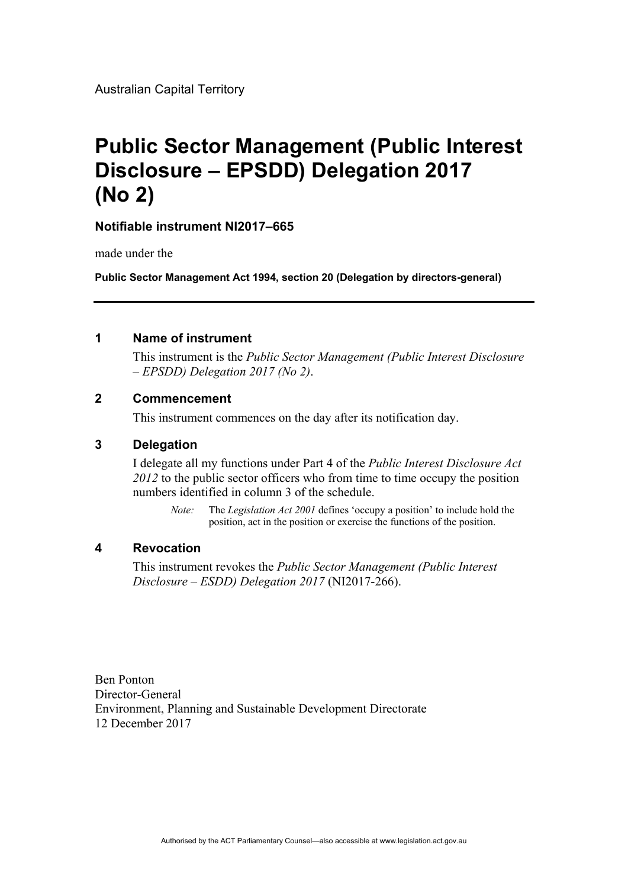Australian Capital Territory

# Public Sector Management (Public Interest Disclosure – EPSDD) Delegation 2017 (No 2)

**Notifiable instrument NI2017–665**

made under the

**Public Sector Management Act 1994, section 20 (Delegation by directors-general)**

---

## 1 Name of instrument

This instrument is the *Public Sector Management (Public Interest Disclosure – EPSDD) Delegation 2017 (No 2)*.

## 2 Commencement

This instrument commences on the day after its notification day.

## 3 Delegation

I delegate all my functions under Part 4 of the *Public Interest Disclosure Act 2012* to the public sector officers who from time to time occupy the position numbers identified in column 3 of the schedule.

> *Note:* The *Legislation Act 2001* defines 'occupy a position' to include hold the position, act in the position or exercise the functions of the position.

## 4 Revocation

This instrument revokes the *Public Sector Management (Public Interest Disclosure – ESDD) Delegation 2017* (NI2017-266).

Ben Ponton
Director-General
Environment, Planning and Sustainable Development Directorate
12 December 2017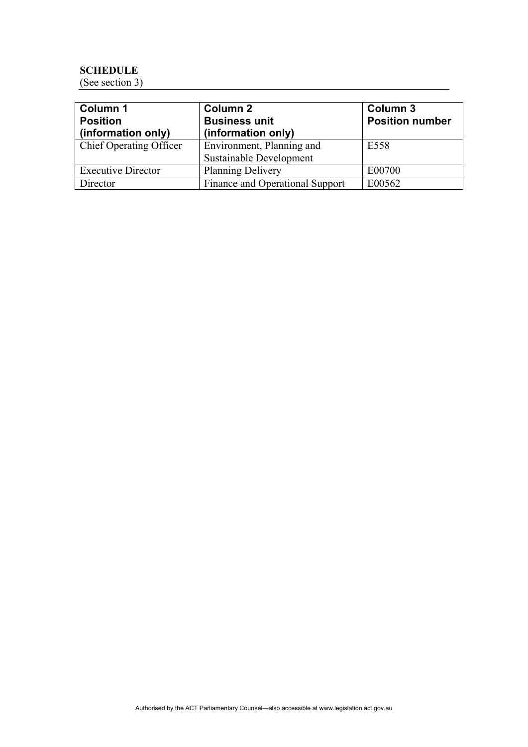**SCHEDULE**
(See section 3)

| Column 1 Position (information only) | Column 2 Business unit (information only) | Column 3 Position number |
| --- | --- | --- |
| Chief Operating Officer | Environment, Planning and Sustainable Development | E558 |
| Executive Director | Planning Delivery | E00700 |
| Director | Finance and Operational Support | E00562 |